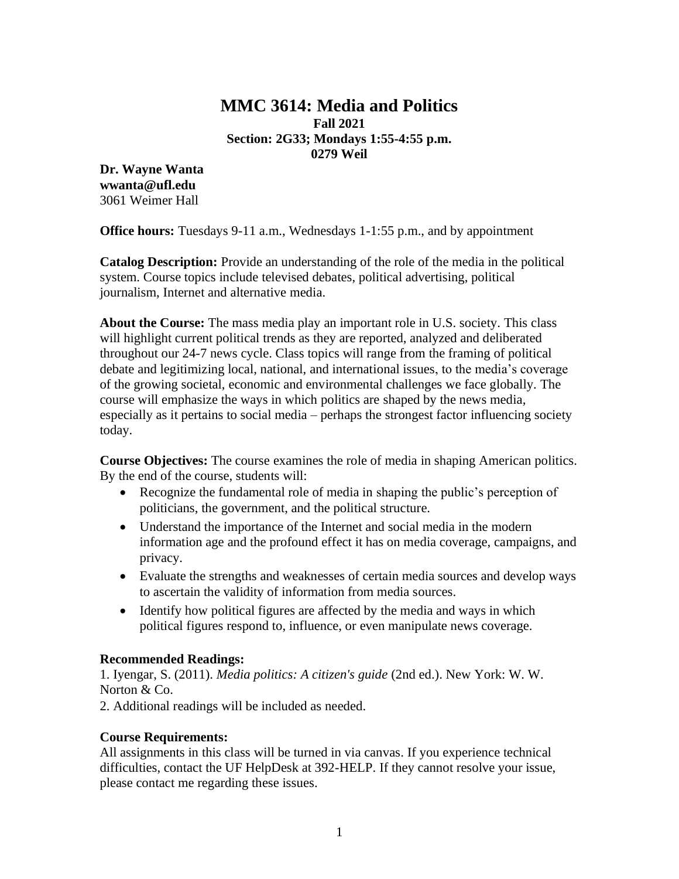# MMC 3614: Media and Politics

**Fall 2021**
**Section: 2G33; Mondays 1:55-4:55 p.m.**
**0279 Weil**

**Dr. Wayne Wanta**
**wwanta@ufl.edu**
3061 Weimer Hall

**Office hours:** Tuesdays 9-11 a.m., Wednesdays 1-1:55 p.m., and by appointment

**Catalog Description:** Provide an understanding of the role of the media in the political system. Course topics include televised debates, political advertising, political journalism, Internet and alternative media.

**About the Course:** The mass media play an important role in U.S. society. This class will highlight current political trends as they are reported, analyzed and deliberated throughout our 24-7 news cycle. Class topics will range from the framing of political debate and legitimizing local, national, and international issues, to the media's coverage of the growing societal, economic and environmental challenges we face globally. The course will emphasize the ways in which politics are shaped by the news media, especially as it pertains to social media – perhaps the strongest factor influencing society today.

**Course Objectives:** The course examines the role of media in shaping American politics. By the end of the course, students will:

- Recognize the fundamental role of media in shaping the public's perception of politicians, the government, and the political structure.
- Understand the importance of the Internet and social media in the modern information age and the profound effect it has on media coverage, campaigns, and privacy.
- Evaluate the strengths and weaknesses of certain media sources and develop ways to ascertain the validity of information from media sources.
- Identify how political figures are affected by the media and ways in which political figures respond to, influence, or even manipulate news coverage.

**Recommended Readings:**
1. Iyengar, S. (2011). *Media politics: A citizen's guide* (2nd ed.). New York: W. W. Norton & Co.
2. Additional readings will be included as needed.

**Course Requirements:**
All assignments in this class will be turned in via canvas. If you experience technical difficulties, contact the UF HelpDesk at 392-HELP. If they cannot resolve your issue, please contact me regarding these issues.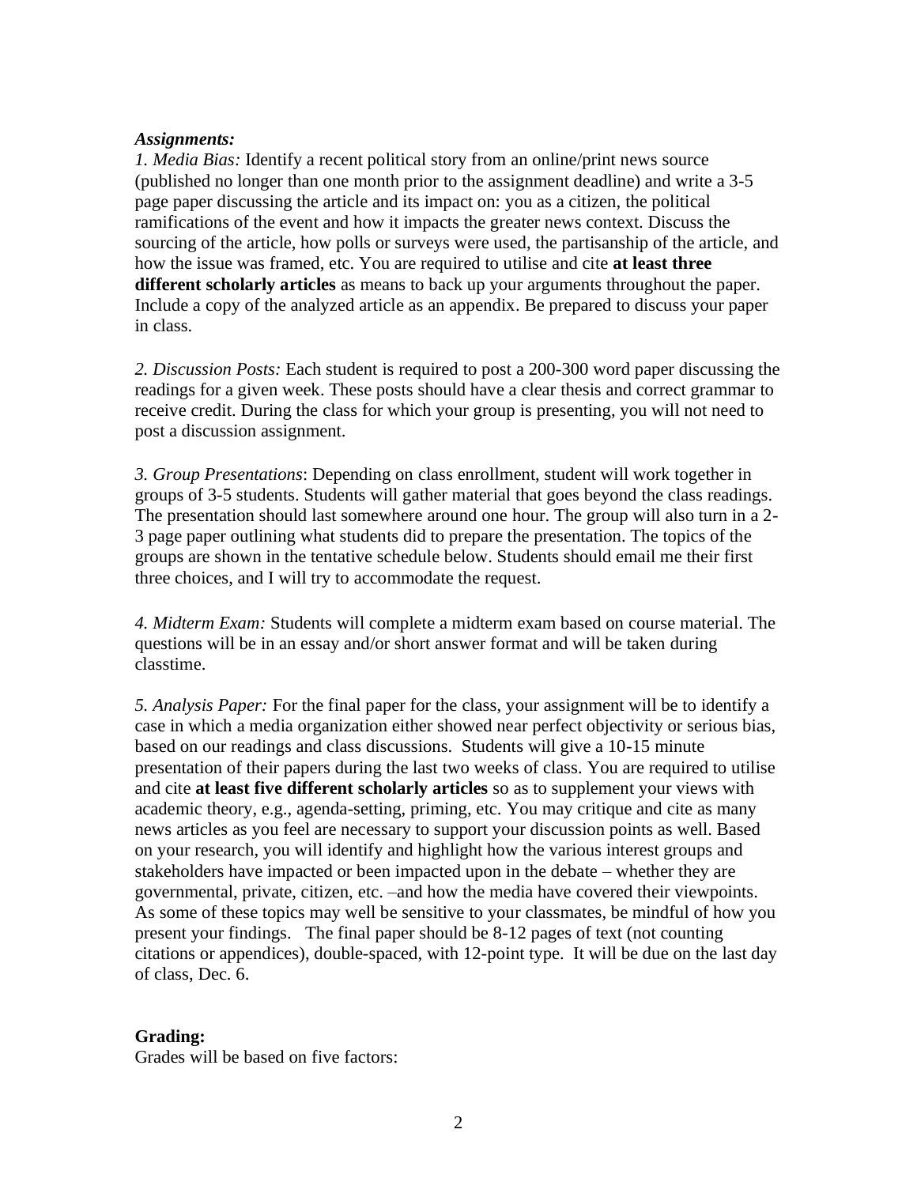***Assignments:***

*1. Media Bias:* Identify a recent political story from an online/print news source (published no longer than one month prior to the assignment deadline) and write a 3-5 page paper discussing the article and its impact on: you as a citizen, the political ramifications of the event and how it impacts the greater news context. Discuss the sourcing of the article, how polls or surveys were used, the partisanship of the article, and how the issue was framed, etc. You are required to utilise and cite **at least three different scholarly articles** as means to back up your arguments throughout the paper. Include a copy of the analyzed article as an appendix. Be prepared to discuss your paper in class.

*2. Discussion Posts:* Each student is required to post a 200-300 word paper discussing the readings for a given week. These posts should have a clear thesis and correct grammar to receive credit. During the class for which your group is presenting, you will not need to post a discussion assignment.

*3. Group Presentations*: Depending on class enrollment, student will work together in groups of 3-5 students. Students will gather material that goes beyond the class readings. The presentation should last somewhere around one hour. The group will also turn in a 2-3 page paper outlining what students did to prepare the presentation. The topics of the groups are shown in the tentative schedule below. Students should email me their first three choices, and I will try to accommodate the request.

*4. Midterm Exam:* Students will complete a midterm exam based on course material. The questions will be in an essay and/or short answer format and will be taken during classtime.

*5. Analysis Paper:* For the final paper for the class, your assignment will be to identify a case in which a media organization either showed near perfect objectivity or serious bias, based on our readings and class discussions. Students will give a 10-15 minute presentation of their papers during the last two weeks of class. You are required to utilise and cite **at least five different scholarly articles** so as to supplement your views with academic theory, e.g., agenda-setting, priming, etc. You may critique and cite as many news articles as you feel are necessary to support your discussion points as well. Based on your research, you will identify and highlight how the various interest groups and stakeholders have impacted or been impacted upon in the debate – whether they are governmental, private, citizen, etc. –and how the media have covered their viewpoints. As some of these topics may well be sensitive to your classmates, be mindful of how you present your findings. The final paper should be 8-12 pages of text (not counting citations or appendices), double-spaced, with 12-point type. It will be due on the last day of class, Dec. 6.

**Grading:**

Grades will be based on five factors: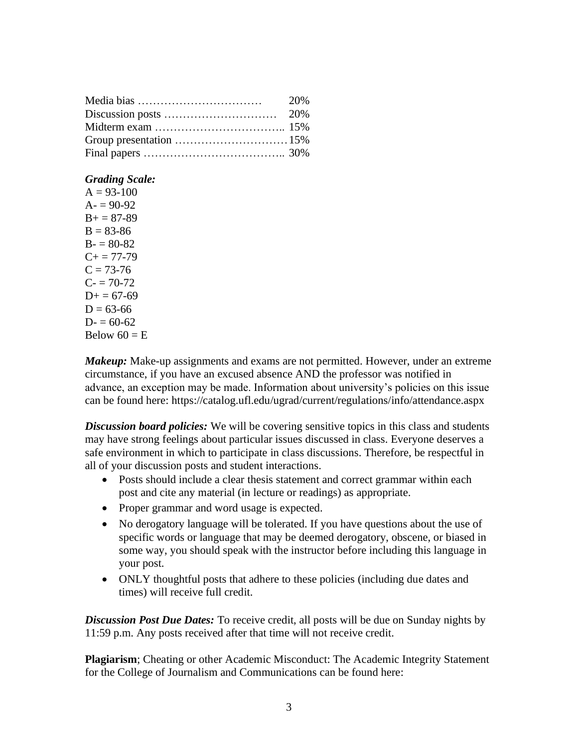Media bias …………………………… 20%
Discussion posts ………………………… 20%
Midterm exam …………………………….. 15%
Group presentation ………………………… 15%
Final papers ……………………………….. 30%

***Grading Scale:***
A = 93-100
A- = 90-92
B+ = 87-89
B = 83-86
B- = 80-82
C+ = 77-79
C = 73-76
C- = 70-72
D+ = 67-69
D = 63-66
D- = 60-62
Below 60 = E

***Makeup:*** Make-up assignments and exams are not permitted. However, under an extreme circumstance, if you have an excused absence AND the professor was notified in advance, an exception may be made. Information about university's policies on this issue can be found here: https://catalog.ufl.edu/ugrad/current/regulations/info/attendance.aspx

***Discussion board policies:*** We will be covering sensitive topics in this class and students may have strong feelings about particular issues discussed in class. Everyone deserves a safe environment in which to participate in class discussions. Therefore, be respectful in all of your discussion posts and student interactions.

- Posts should include a clear thesis statement and correct grammar within each post and cite any material (in lecture or readings) as appropriate.
- Proper grammar and word usage is expected.
- No derogatory language will be tolerated. If you have questions about the use of specific words or language that may be deemed derogatory, obscene, or biased in some way, you should speak with the instructor before including this language in your post.
- ONLY thoughtful posts that adhere to these policies (including due dates and times) will receive full credit.

***Discussion Post Due Dates:*** To receive credit, all posts will be due on Sunday nights by 11:59 p.m. Any posts received after that time will not receive credit.

**Plagiarism**; Cheating or other Academic Misconduct: The Academic Integrity Statement for the College of Journalism and Communications can be found here: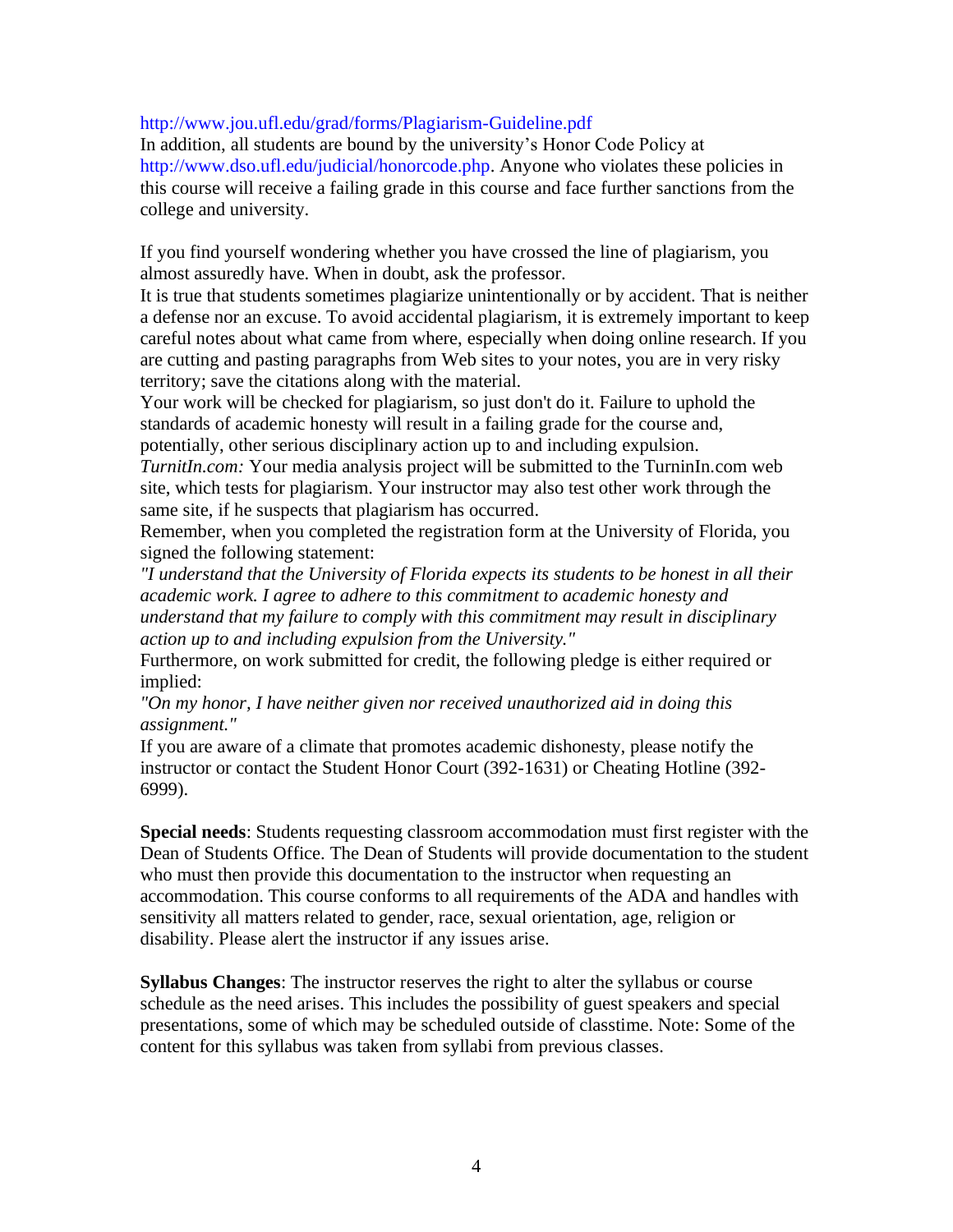http://www.jou.ufl.edu/grad/forms/Plagiarism-Guideline.pdf
In addition, all students are bound by the university's Honor Code Policy at http://www.dso.ufl.edu/judicial/honorcode.php. Anyone who violates these policies in this course will receive a failing grade in this course and face further sanctions from the college and university.

If you find yourself wondering whether you have crossed the line of plagiarism, you almost assuredly have. When in doubt, ask the professor.
It is true that students sometimes plagiarize unintentionally or by accident. That is neither a defense nor an excuse. To avoid accidental plagiarism, it is extremely important to keep careful notes about what came from where, especially when doing online research. If you are cutting and pasting paragraphs from Web sites to your notes, you are in very risky territory; save the citations along with the material.
Your work will be checked for plagiarism, so just don't do it. Failure to uphold the standards of academic honesty will result in a failing grade for the course and, potentially, other serious disciplinary action up to and including expulsion.
*TurnitIn.com:* Your media analysis project will be submitted to the TurninIn.com web site, which tests for plagiarism. Your instructor may also test other work through the same site, if he suspects that plagiarism has occurred.
Remember, when you completed the registration form at the University of Florida, you signed the following statement:
*"I understand that the University of Florida expects its students to be honest in all their academic work. I agree to adhere to this commitment to academic honesty and understand that my failure to comply with this commitment may result in disciplinary action up to and including expulsion from the University."*
Furthermore, on work submitted for credit, the following pledge is either required or implied:
*"On my honor, I have neither given nor received unauthorized aid in doing this assignment."*
If you are aware of a climate that promotes academic dishonesty, please notify the instructor or contact the Student Honor Court (392-1631) or Cheating Hotline (392-6999).

**Special needs**: Students requesting classroom accommodation must first register with the Dean of Students Office. The Dean of Students will provide documentation to the student who must then provide this documentation to the instructor when requesting an accommodation. This course conforms to all requirements of the ADA and handles with sensitivity all matters related to gender, race, sexual orientation, age, religion or disability. Please alert the instructor if any issues arise.

**Syllabus Changes**: The instructor reserves the right to alter the syllabus or course schedule as the need arises. This includes the possibility of guest speakers and special presentations, some of which may be scheduled outside of classtime. Note: Some of the content for this syllabus was taken from syllabi from previous classes.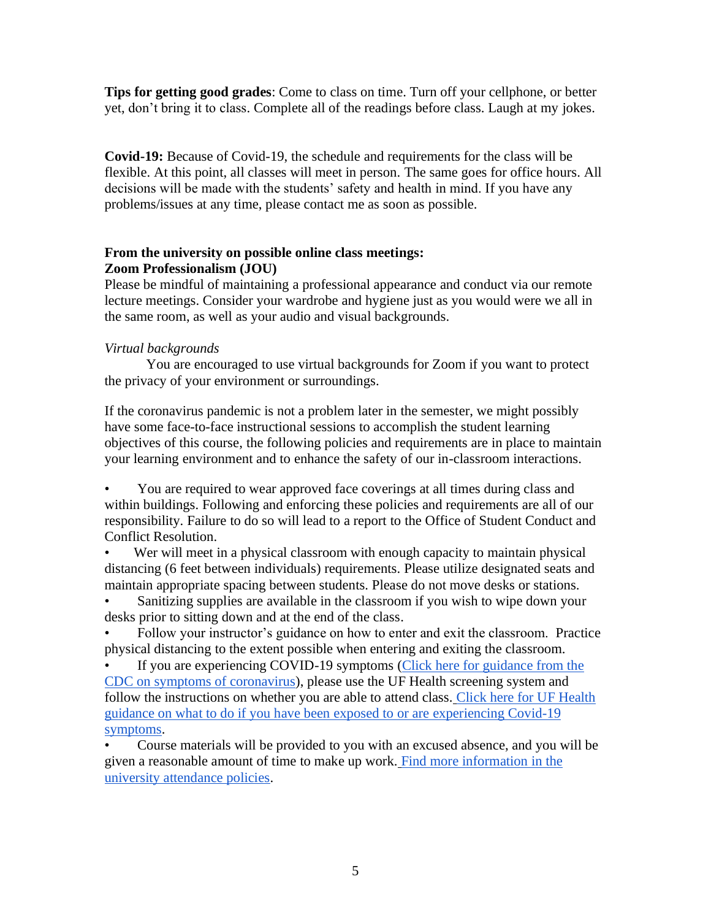**Tips for getting good grades**: Come to class on time. Turn off your cellphone, or better yet, don't bring it to class. Complete all of the readings before class. Laugh at my jokes.

**Covid-19:** Because of Covid-19, the schedule and requirements for the class will be flexible. At this point, all classes will meet in person. The same goes for office hours. All decisions will be made with the students' safety and health in mind. If you have any problems/issues at any time, please contact me as soon as possible.

**From the university on possible online class meetings:**
**Zoom Professionalism (JOU)**

Please be mindful of maintaining a professional appearance and conduct via our remote lecture meetings. Consider your wardrobe and hygiene just as you would were we all in the same room, as well as your audio and visual backgrounds.

*Virtual backgrounds*

You are encouraged to use virtual backgrounds for Zoom if you want to protect the privacy of your environment or surroundings.

If the coronavirus pandemic is not a problem later in the semester, we might possibly have some face-to-face instructional sessions to accomplish the student learning objectives of this course, the following policies and requirements are in place to maintain your learning environment and to enhance the safety of our in-classroom interactions.

- You are required to wear approved face coverings at all times during class and within buildings. Following and enforcing these policies and requirements are all of our responsibility. Failure to do so will lead to a report to the Office of Student Conduct and Conflict Resolution.
- Wer will meet in a physical classroom with enough capacity to maintain physical distancing (6 feet between individuals) requirements. Please utilize designated seats and maintain appropriate spacing between students. Please do not move desks or stations.
- Sanitizing supplies are available in the classroom if you wish to wipe down your desks prior to sitting down and at the end of the class.
- Follow your instructor's guidance on how to enter and exit the classroom. Practice physical distancing to the extent possible when entering and exiting the classroom.
- If you are experiencing COVID-19 symptoms (Click here for guidance from the CDC on symptoms of coronavirus), please use the UF Health screening system and follow the instructions on whether you are able to attend class. Click here for UF Health guidance on what to do if you have been exposed to or are experiencing Covid-19 symptoms.
- Course materials will be provided to you with an excused absence, and you will be given a reasonable amount of time to make up work. Find more information in the university attendance policies.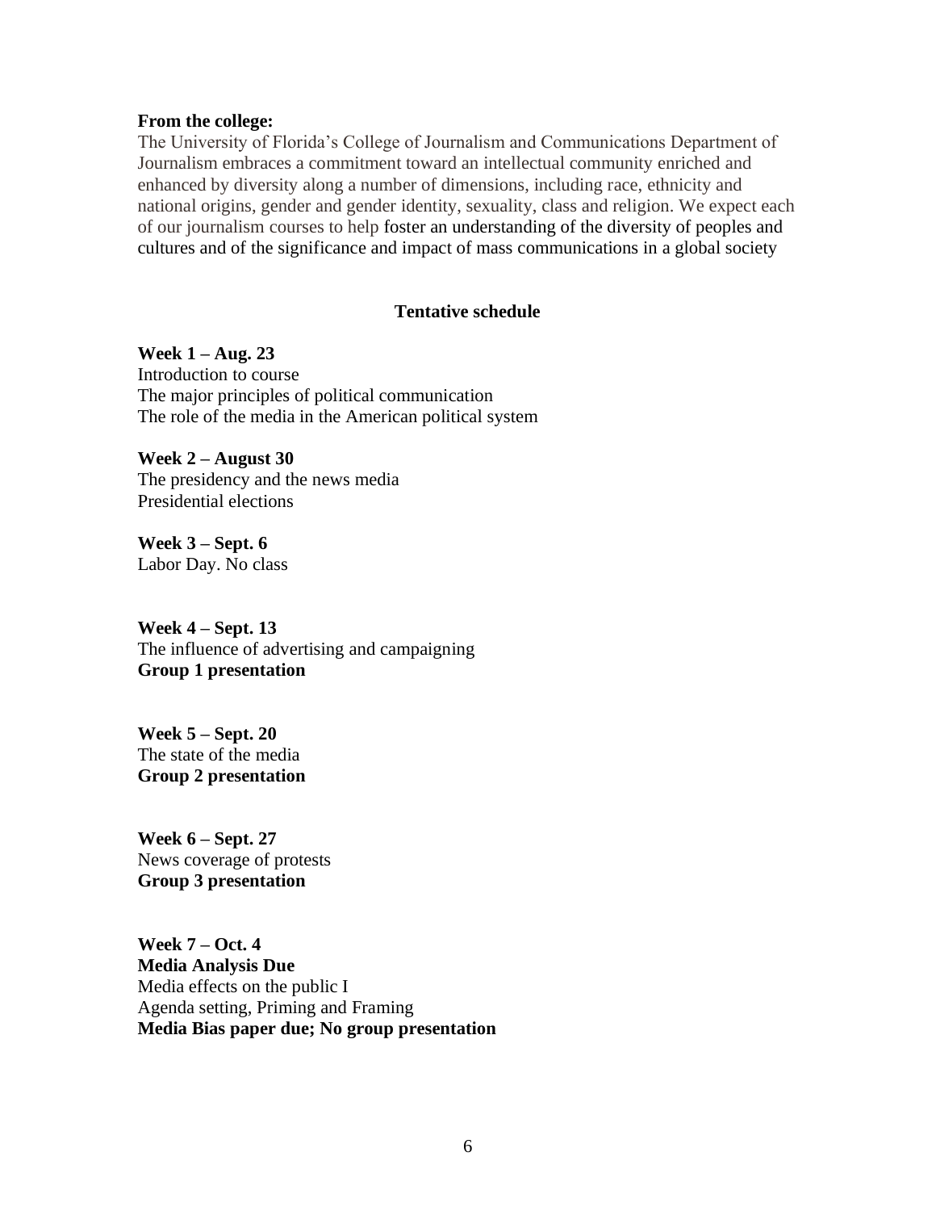**From the college:**

The University of Florida's College of Journalism and Communications Department of Journalism embraces a commitment toward an intellectual community enriched and enhanced by diversity along a number of dimensions, including race, ethnicity and national origins, gender and gender identity, sexuality, class and religion. We expect each of our journalism courses to help foster an understanding of the diversity of peoples and cultures and of the significance and impact of mass communications in a global society

## Tentative schedule

**Week 1 – Aug. 23**
Introduction to course
The major principles of political communication
The role of the media in the American political system

**Week 2 – August 30**
The presidency and the news media
Presidential elections

**Week 3 – Sept. 6**
Labor Day. No class

**Week 4 – Sept. 13**
The influence of advertising and campaigning
**Group 1 presentation**

**Week 5 – Sept. 20**
The state of the media
**Group 2 presentation**

**Week 6 – Sept. 27**
News coverage of protests
**Group 3 presentation**

**Week 7 – Oct. 4**
**Media Analysis Due**
Media effects on the public I
Agenda setting, Priming and Framing
**Media Bias paper due; No group presentation**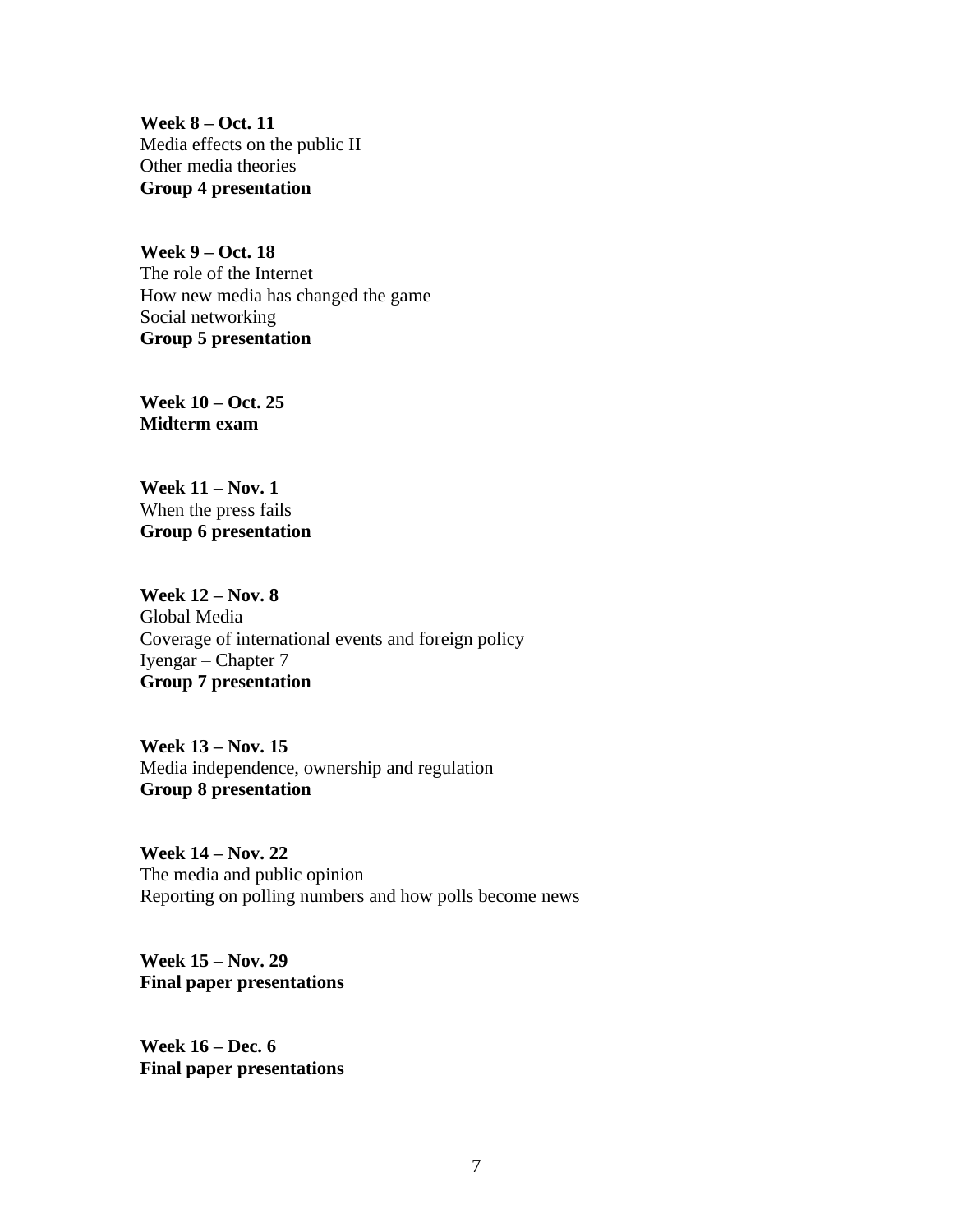**Week 8 – Oct. 11**
Media effects on the public II
Other media theories
**Group 4 presentation**

**Week 9 – Oct. 18**
The role of the Internet
How new media has changed the game
Social networking
**Group 5 presentation**

**Week 10 – Oct. 25**
**Midterm exam**

**Week 11 – Nov. 1**
When the press fails
**Group 6 presentation**

**Week 12 – Nov. 8**
Global Media
Coverage of international events and foreign policy
Iyengar – Chapter 7
**Group 7 presentation**

**Week 13 – Nov. 15**
Media independence, ownership and regulation
**Group 8 presentation**

**Week 14 – Nov. 22**
The media and public opinion
Reporting on polling numbers and how polls become news

**Week 15 – Nov. 29**
**Final paper presentations**

**Week 16 – Dec. 6**
**Final paper presentations**